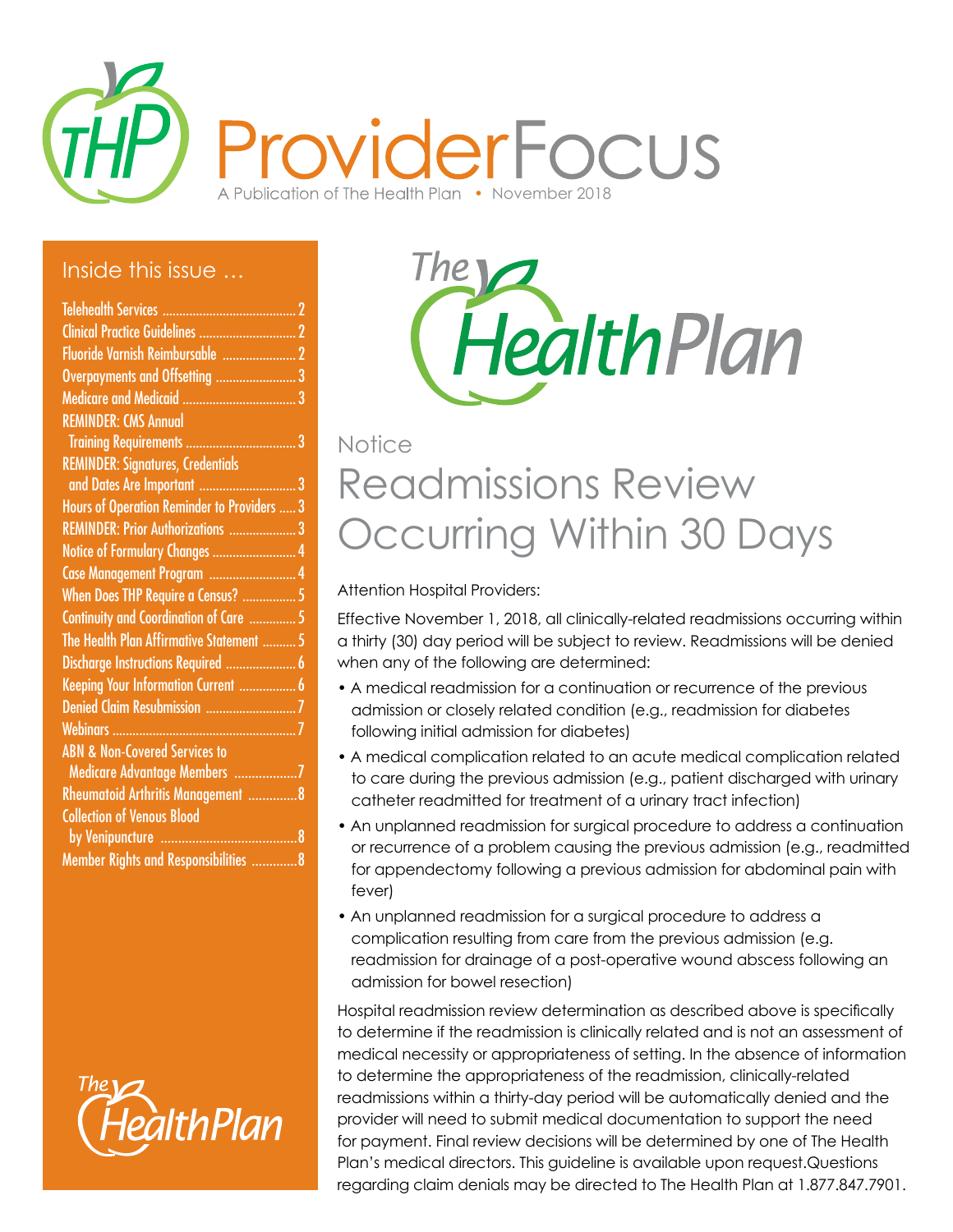# ProviderFocus

A Publication of The Health Plan • November 2018

## Inside this issue …

- Telehealth Services .......... 2
- Clinical Practice Guidelines .......... 2
- Fluoride Varnish Reimbursable .......... 2
- Overpayments and Offsetting .......... 3
- Medicare and Medicaid .......... 3
- REMINDER: CMS Annual Training Requirements .......... 3
- REMINDER: Signatures, Credentials and Dates Are Important .......... 3
- Hours of Operation Reminder to Providers .......... 3
- REMINDER: Prior Authorizations .......... 3
- Notice of Formulary Changes .......... 4
- Case Management Program .......... 4
- When Does THP Require a Census? .......... 5
- Continuity and Coordination of Care .......... 5
- The Health Plan Affirmative Statement .......... 5
- Discharge Instructions Required .......... 6
- Keeping Your Information Current .......... 6
- Denied Claim Resubmission .......... 7
- Webinars .......... 7
- ABN & Non-Covered Services to Medicare Advantage Members .......... 7
- Rheumatoid Arthritis Management .......... 8
- Collection of Venous Blood by Venipuncture .......... 8
- Member Rights and Responsibilities .......... 8

Notice

## Readmissions Review Occurring Within 30 Days

Attention Hospital Providers:

Effective November 1, 2018, all clinically-related readmissions occurring within a thirty (30) day period will be subject to review. Readmissions will be denied when any of the following are determined:

- A medical readmission for a continuation or recurrence of the previous admission or closely related condition (e.g., readmission for diabetes following initial admission for diabetes)
- A medical complication related to an acute medical complication related to care during the previous admission (e.g., patient discharged with urinary catheter readmitted for treatment of a urinary tract infection)
- An unplanned readmission for surgical procedure to address a continuation or recurrence of a problem causing the previous admission (e.g., readmitted for appendectomy following a previous admission for abdominal pain with fever)
- An unplanned readmission for a surgical procedure to address a complication resulting from care from the previous admission (e.g. readmission for drainage of a post-operative wound abscess following an admission for bowel resection)

Hospital readmission review determination as described above is specifically to determine if the readmission is clinically related and is not an assessment of medical necessity or appropriateness of setting. In the absence of information to determine the appropriateness of the readmission, clinically-related readmissions within a thirty-day period will be automatically denied and the provider will need to submit medical documentation to support the need for payment. Final review decisions will be determined by one of The Health Plan's medical directors. This guideline is available upon request.Questions regarding claim denials may be directed to The Health Plan at 1.877.847.7901.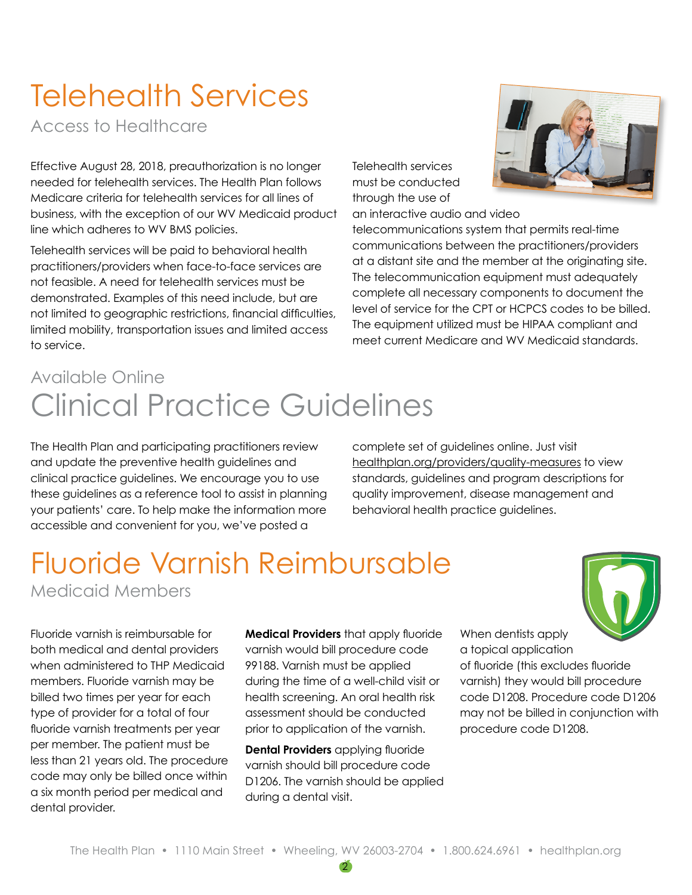# Telehealth Services

## Access to Healthcare

Effective August 28, 2018, preauthorization is no longer needed for telehealth services. The Health Plan follows Medicare criteria for telehealth services for all lines of business, with the exception of our WV Medicaid product line which adheres to WV BMS policies.

Telehealth services will be paid to behavioral health practitioners/providers when face-to-face services are not feasible. A need for telehealth services must be demonstrated. Examples of this need include, but are not limited to geographic restrictions, financial difficulties, limited mobility, transportation issues and limited access to service.

Telehealth services must be conducted through the use of an interactive audio and video telecommunications system that permits real-time communications between the practitioners/providers at a distant site and the member at the originating site. The telecommunication equipment must adequately complete all necessary components to document the level of service for the CPT or HCPCS codes to be billed. The equipment utilized must be HIPAA compliant and meet current Medicare and WV Medicaid standards.

## Available Online

# Clinical Practice Guidelines

The Health Plan and participating practitioners review and update the preventive health guidelines and clinical practice guidelines. We encourage you to use these guidelines as a reference tool to assist in planning your patients' care. To help make the information more accessible and convenient for you, we've posted a complete set of guidelines online. Just visit healthplan.org/providers/quality-measures to view standards, guidelines and program descriptions for quality improvement, disease management and behavioral health practice guidelines.

# Fluoride Varnish Reimbursable

## Medicaid Members

Fluoride varnish is reimbursable for both medical and dental providers when administered to THP Medicaid members. Fluoride varnish may be billed two times per year for each type of provider for a total of four fluoride varnish treatments per year per member. The patient must be less than 21 years old. The procedure code may only be billed once within a six month period per medical and dental provider.

**Medical Providers** that apply fluoride varnish would bill procedure code 99188. Varnish must be applied during the time of a well-child visit or health screening. An oral health risk assessment should be conducted prior to application of the varnish.

**Dental Providers** applying fluoride varnish should bill procedure code D1206. The varnish should be applied during a dental visit.

When dentists apply a topical application of fluoride (this excludes fluoride varnish) they would bill procedure code D1208. Procedure code D1206 may not be billed in conjunction with procedure code D1208.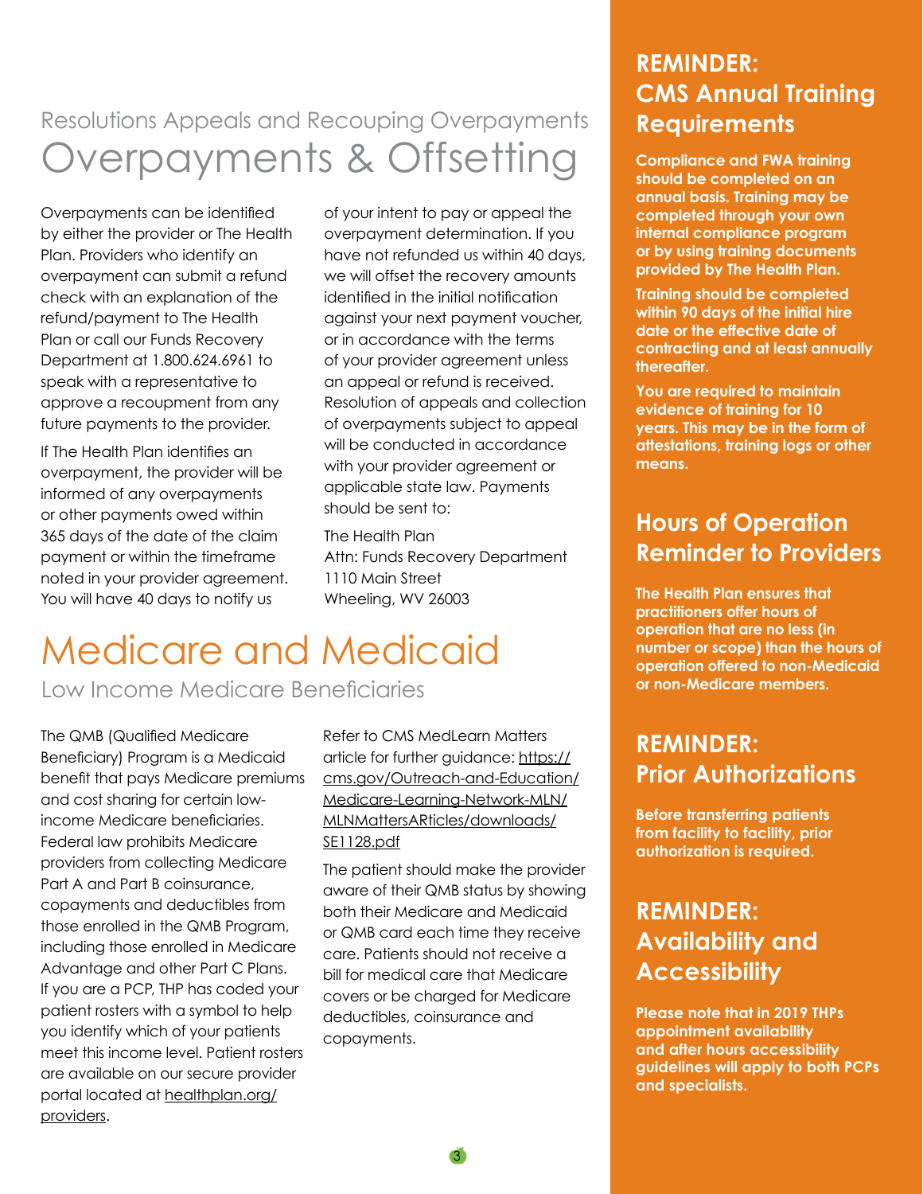Resolutions Appeals and Recouping Overpayments

# Overpayments & Offsetting

Overpayments can be identified by either the provider or The Health Plan. Providers who identify an overpayment can submit a refund check with an explanation of the refund/payment to The Health Plan or call our Funds Recovery Department at 1.800.624.6961 to speak with a representative to approve a recoupment from any future payments to the provider.

If The Health Plan identifies an overpayment, the provider will be informed of any overpayments or other payments owed within 365 days of the date of the claim payment or within the timeframe noted in your provider agreement. You will have 40 days to notify us of your intent to pay or appeal the overpayment determination. If you have not refunded us within 40 days, we will offset the recovery amounts identified in the initial notification against your next payment voucher, or in accordance with the terms of your provider agreement unless an appeal or refund is received. Resolution of appeals and collection of overpayments subject to appeal will be conducted in accordance with your provider agreement or applicable state law. Payments should be sent to:

The Health Plan
Attn: Funds Recovery Department
1110 Main Street
Wheeling, WV 26003

# Medicare and Medicaid

Low Income Medicare Beneficiaries

The QMB (Qualified Medicare Beneficiary) Program is a Medicaid benefit that pays Medicare premiums and cost sharing for certain low-income Medicare beneficiaries. Federal law prohibits Medicare providers from collecting Medicare Part A and Part B coinsurance, copayments and deductibles from those enrolled in the QMB Program, including those enrolled in Medicare Advantage and other Part C Plans. If you are a PCP, THP has coded your patient rosters with a symbol to help you identify which of your patients meet this income level. Patient rosters are available on our secure provider portal located at healthplan.org/providers.

Refer to CMS MedLearn Matters article for further guidance: https://cms.gov/Outreach-and-Education/Medicare-Learning-Network-MLN/MLNMattersARticles/downloads/SE1128.pdf

The patient should make the provider aware of their QMB status by showing both their Medicare and Medicaid or QMB card each time they receive care. Patients should not receive a bill for medical care that Medicare covers or be charged for Medicare deductibles, coinsurance and copayments.

## REMINDER: CMS Annual Training Requirements

**Compliance and FWA training should be completed on an annual basis. Training may be completed through your own internal compliance program or by using training documents provided by The Health Plan.**

**Training should be completed within 90 days of the initial hire date or the effective date of contracting and at least annually thereafter.**

**You are required to maintain evidence of training for 10 years. This may be in the form of attestations, training logs or other means.**

## Hours of Operation Reminder to Providers

**The Health Plan ensures that practitioners offer hours of operation that are no less (in number or scope) than the hours of operation offered to non-Medicaid or non-Medicare members.**

## REMINDER: Prior Authorizations

**Before transferring patients from facility to facility, prior authorization is required.**

## REMINDER: Availability and Accessibility

**Please note that in 2019 THPs appointment availability and after hours accessibility guidelines will apply to both PCPs and specialists.**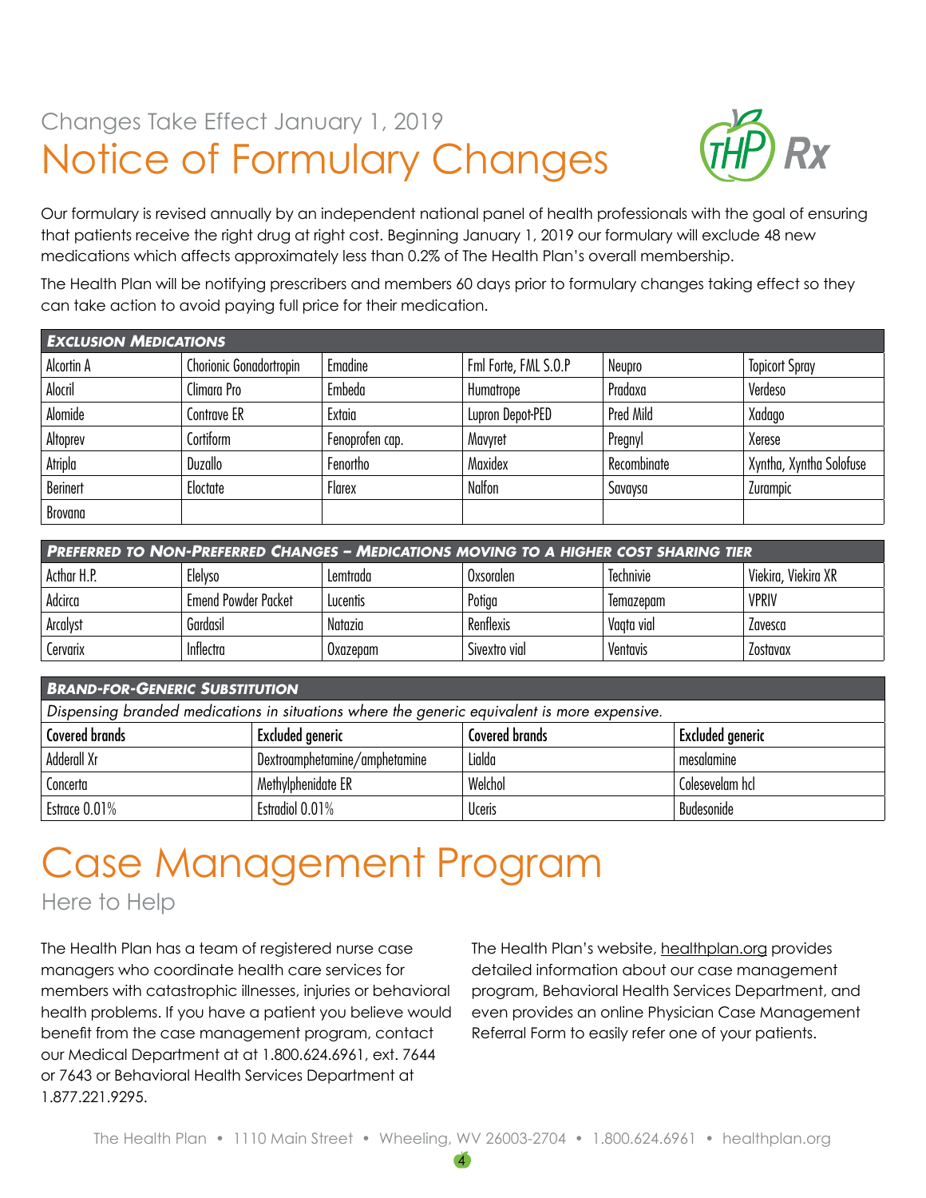Changes Take Effect January 1, 2019

# Notice of Formulary Changes

Our formulary is revised annually by an independent national panel of health professionals with the goal of ensuring that patients receive the right drug at right cost. Beginning January 1, 2019 our formulary will exclude 48 new medications which affects approximately less than 0.2% of The Health Plan's overall membership.

The Health Plan will be notifying prescribers and members 60 days prior to formulary changes taking effect so they can take action to avoid paying full price for their medication.

| ***Exclusion Medications*** | | | | | |
|---|---|---|---|---|---|
| Alcortin A | Chorionic Gonadortropin | Emadine | Fml Forte, FML S.O.P | Neupro | Topicort Spray |
| Alocril | Climara Pro | Embeda | Humatrope | Pradaxa | Verdeso |
| Alomide | Contrave ER | Extaia | Lupron Depot-PED | Pred Mild | Xadago |
| Altoprev | Cortiform | Fenoprofen cap. | Mavyret | Pregnyl | Xerese |
| Atripla | Duzallo | Fenortho | Maxidex | Recombinate | Xyntha, Xyntha Solofuse |
| Berinert | Eloctate | Flarex | Nalfon | Savaysa | Zurampic |
| Brovana | | | | | |

| ***Preferred to Non-Preferred Changes – Medications moving to a higher cost sharing tier*** | | | | | |
|---|---|---|---|---|---|
| Acthar H.P. | Elelyso | Lemtrada | Oxsoralen | Technivie | Viekira, Viekira XR |
| Adcirca | Emend Powder Packet | Lucentis | Potiga | Temazepam | VPRIV |
| Arcalyst | Gardasil | Natazia | Renflexis | Vaqta vial | Zavesca |
| Cervarix | Inflectra | Oxazepam | Sivextro vial | Ventavis | Zostavax |

| ***Brand-for-Generic Substitution*** | | | |
|---|---|---|---|
| *Dispensing branded medications in situations where the generic equivalent is more expensive.* | | | |
| **Covered brands** | **Excluded generic** | **Covered brands** | **Excluded generic** |
| Adderall Xr | Dextroamphetamine/amphetamine | Lialda | mesalamine |
| Concerta | Methylphenidate ER | Welchol | Colesevelam hcl |
| Estrace 0.01% | Estradiol 0.01% | Uceris | Budesonide |

# Case Management Program

## Here to Help

The Health Plan has a team of registered nurse case managers who coordinate health care services for members with catastrophic illnesses, injuries or behavioral health problems. If you have a patient you believe would benefit from the case management program, contact our Medical Department at at 1.800.624.6961, ext. 7644 or 7643 or Behavioral Health Services Department at 1.877.221.9295.

The Health Plan's website, healthplan.org provides detailed information about our case management program, Behavioral Health Services Department, and even provides an online Physician Case Management Referral Form to easily refer one of your patients.

The Health Plan • 1110 Main Street • Wheeling, WV 26003-2704 • 1.800.624.6961 • healthplan.org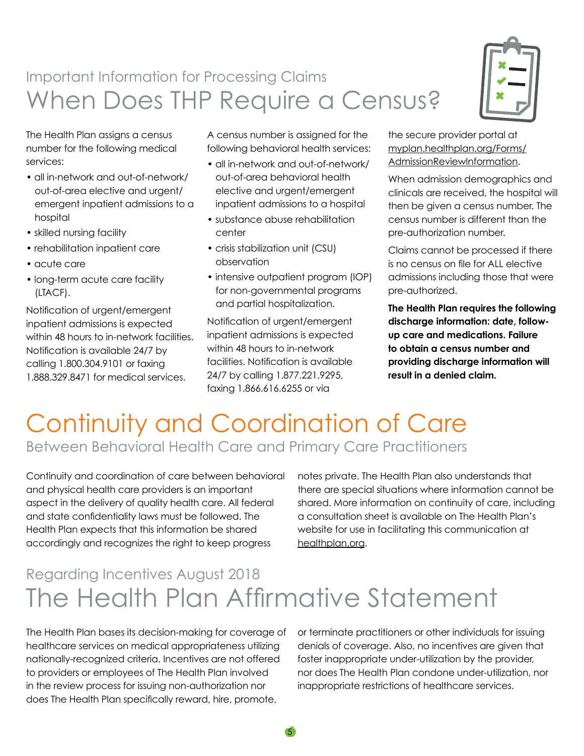### Important Information for Processing Claims

## When Does THP Require a Census?

The Health Plan assigns a census number for the following medical services:

- all in-network and out-of-network/ out-of-area elective and urgent/ emergent inpatient admissions to a hospital
- skilled nursing facility
- rehabilitation inpatient care
- acute care
- long-term acute care facility (LTACF).

Notification of urgent/emergent inpatient admissions is expected within 48 hours to in-network facilities. Notification is available 24/7 by calling 1.800.304.9101 or faxing 1.888.329.8471 for medical services.

A census number is assigned for the following behavioral health services:

- all in-network and out-of-network/ out-of-area behavioral health elective and urgent/emergent inpatient admissions to a hospital
- substance abuse rehabilitation center
- crisis stabilization unit (CSU) observation
- intensive outpatient program (IOP) for non-governmental programs and partial hospitalization.

Notification of urgent/emergent inpatient admissions is expected within 48 hours to in-network facilities. Notification is available 24/7 by calling 1.877.221.9295, faxing 1.866.616.6255 or via the secure provider portal at myplan.healthplan.org/Forms/AdmissionReviewInformation.

When admission demographics and clinicals are received, the hospital will then be given a census number. The census number is different than the pre-authorization number.

Claims cannot be processed if there is no census on file for ALL elective admissions including those that were pre-authorized.

**The Health Plan requires the following discharge information: date, follow-up care and medications. Failure to obtain a census number and providing discharge information will result in a denied claim.**

# Continuity and Coordination of Care

### Between Behavioral Health Care and Primary Care Practitioners

Continuity and coordination of care between behavioral and physical health care providers is an important aspect in the delivery of quality health care. All federal and state confidentiality laws must be followed. The Health Plan expects that this information be shared accordingly and recognizes the right to keep progress notes private. The Health Plan also understands that there are special situations where information cannot be shared. More information on continuity of care, including a consultation sheet is available on The Health Plan's website for use in facilitating this communication at healthplan.org.

### Regarding Incentives August 2018

## The Health Plan Affirmative Statement

The Health Plan bases its decision-making for coverage of healthcare services on medical appropriateness utilizing nationally-recognized criteria. Incentives are not offered to providers or employees of The Health Plan involved in the review process for issuing non-authorization nor does The Health Plan specifically reward, hire, promote, or terminate practitioners or other individuals for issuing denials of coverage. Also, no incentives are given that foster inappropriate under-utilization by the provider, nor does The Health Plan condone under-utilization, nor inappropriate restrictions of healthcare services.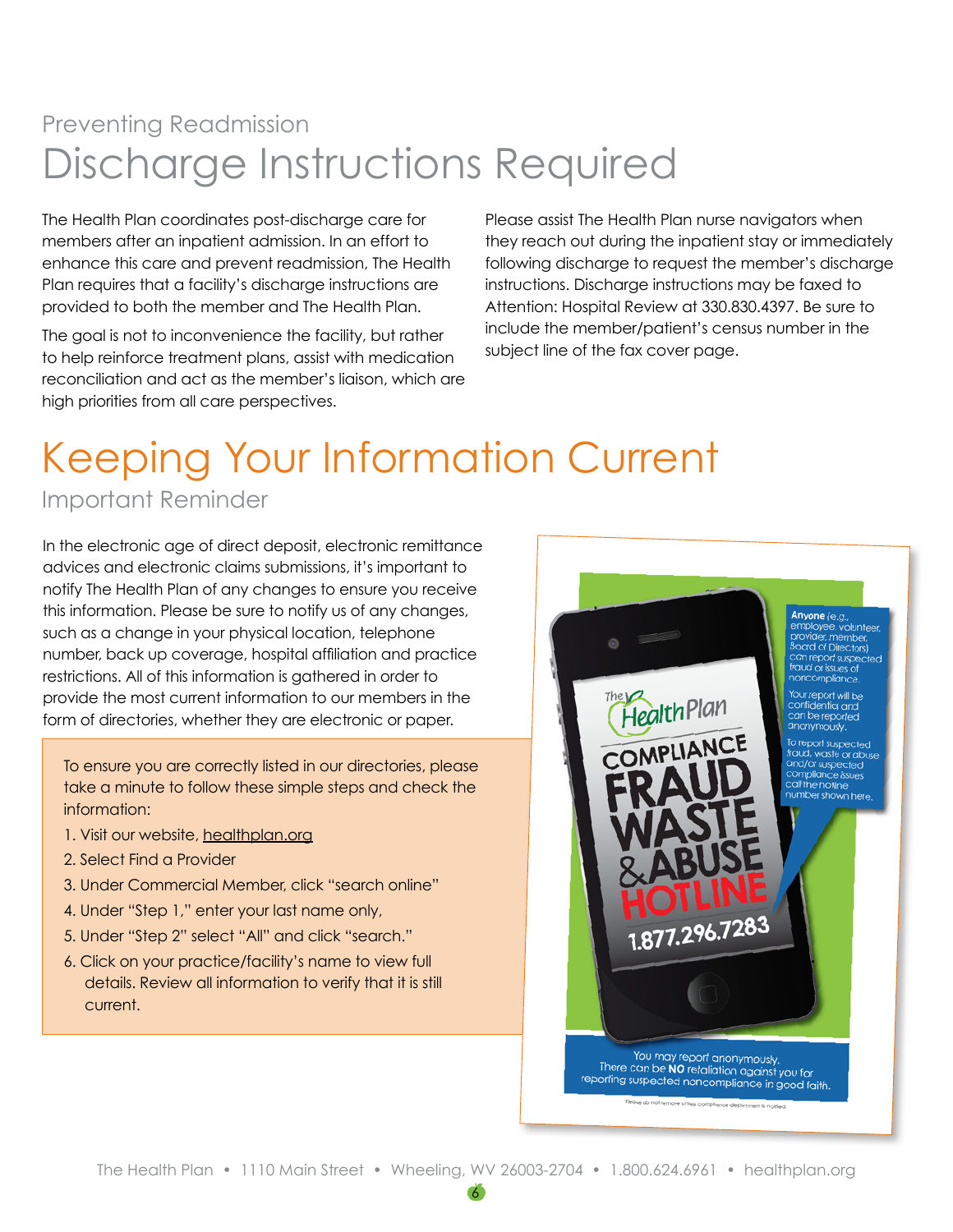Preventing Readmission

# Discharge Instructions Required

The Health Plan coordinates post-discharge care for members after an inpatient admission. In an effort to enhance this care and prevent readmission, The Health Plan requires that a facility's discharge instructions are provided to both the member and The Health Plan.

The goal is not to inconvenience the facility, but rather to help reinforce treatment plans, assist with medication reconciliation and act as the member's liaison, which are high priorities from all care perspectives.

Please assist The Health Plan nurse navigators when they reach out during the inpatient stay or immediately following discharge to request the member's discharge instructions. Discharge instructions may be faxed to Attention: Hospital Review at 330.830.4397. Be sure to include the member/patient's census number in the subject line of the fax cover page.

# Keeping Your Information Current

Important Reminder

In the electronic age of direct deposit, electronic remittance advices and electronic claims submissions, it's important to notify The Health Plan of any changes to ensure you receive this information. Please be sure to notify us of any changes, such as a change in your physical location, telephone number, back up coverage, hospital affiliation and practice restrictions. All of this information is gathered in order to provide the most current information to our members in the form of directories, whether they are electronic or paper.

To ensure you are correctly listed in our directories, please take a minute to follow these simple steps and check the information:

1. Visit our website, healthplan.org
2. Select Find a Provider
3. Under Commercial Member, click "search online"
4. Under "Step 1," enter your last name only,
5. Under "Step 2" select "All" and click "search."
6. Click on your practice/facility's name to view full details. Review all information to verify that it is still current.

The Health Plan
COMPLIANCE
FRAUD
WASTE
& ABUSE
HOTLINE
1.877.296.7283

**Anyone** (e.g., employee, volunteer, provider, member, Board of Directors) can report suspected fraud or issues of noncompliance.

Your report will be confidential and can be reported anonymously.

To report suspected fraud, waste or abuse and/or suspected compliance issues call the hotline number shown here.

You may report anonymously.
There can be **NO** retaliation against you for reporting suspected noncompliance in good faith.

Please do not remove unless compliance department is notified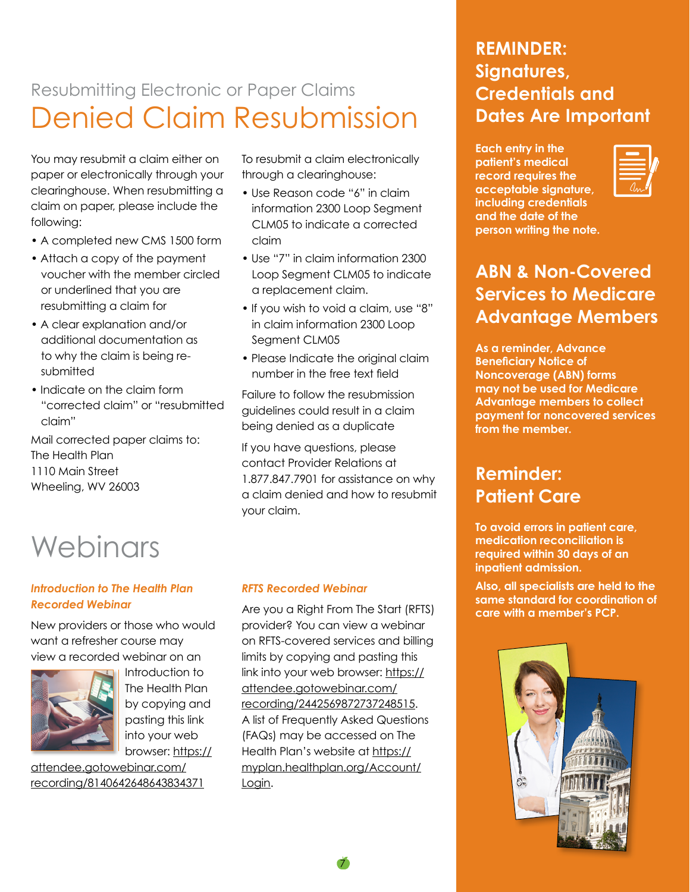Resubmitting Electronic or Paper Claims

# Denied Claim Resubmission

You may resubmit a claim either on paper or electronically through your clearinghouse. When resubmitting a claim on paper, please include the following:

- A completed new CMS 1500 form
- Attach a copy of the payment voucher with the member circled or underlined that you are resubmitting a claim for
- A clear explanation and/or additional documentation as to why the claim is being re-submitted
- Indicate on the claim form "corrected claim" or "resubmitted claim"

Mail corrected paper claims to:
The Health Plan
1110 Main Street
Wheeling, WV 26003

To resubmit a claim electronically through a clearinghouse:

- Use Reason code "6" in claim information 2300 Loop Segment CLM05 to indicate a corrected claim
- Use "7" in claim information 2300 Loop Segment CLM05 to indicate a replacement claim.
- If you wish to void a claim, use "8" in claim information 2300 Loop Segment CLM05
- Please Indicate the original claim number in the free text field

Failure to follow the resubmission guidelines could result in a claim being denied as a duplicate

If you have questions, please contact Provider Relations at 1.877.847.7901 for assistance on why a claim denied and how to resubmit your claim.

# Webinars

### *Introduction to The Health Plan Recorded Webinar*

New providers or those who would want a refresher course may view a recorded webinar on an Introduction to The Health Plan by copying and pasting this link into your web browser: https://attendee.gotowebinar.com/recording/8140642648643834371

### *RFTS Recorded Webinar*

Are you a Right From The Start (RFTS) provider? You can view a webinar on RFTS-covered services and billing limits by copying and pasting this link into your web browser: https://attendee.gotowebinar.com/recording/2442569872737248515. A list of Frequently Asked Questions (FAQs) may be accessed on The Health Plan's website at https://myplan.healthplan.org/Account/Login.

## REMINDER: Signatures, Credentials and Dates Are Important

**Each entry in the patient's medical record requires the acceptable signature, including credentials and the date of the person writing the note.**

## ABN & Non-Covered Services to Medicare Advantage Members

**As a reminder, Advance Beneficiary Notice of Noncoverage (ABN) forms may not be used for Medicare Advantage members to collect payment for noncovered services from the member.**

## Reminder: Patient Care

**To avoid errors in patient care, medication reconciliation is required within 30 days of an inpatient admission.**

**Also, all specialists are held to the same standard for coordination of care with a member's PCP.**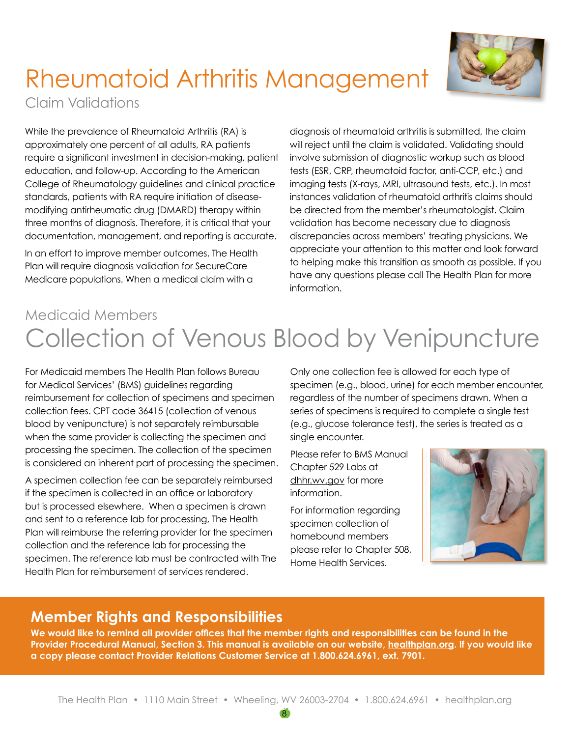# Rheumatoid Arthritis Management

## Claim Validations

While the prevalence of Rheumatoid Arthritis (RA) is approximately one percent of all adults, RA patients require a significant investment in decision-making, patient education, and follow-up. According to the American College of Rheumatology guidelines and clinical practice standards, patients with RA require initiation of disease-modifying antirheumatic drug (DMARD) therapy within three months of diagnosis. Therefore, it is critical that your documentation, management, and reporting is accurate.

In an effort to improve member outcomes, The Health Plan will require diagnosis validation for SecureCare Medicare populations. When a medical claim with a diagnosis of rheumatoid arthritis is submitted, the claim will reject until the claim is validated. Validating should involve submission of diagnostic workup such as blood tests (ESR, CRP, rheumatoid factor, anti-CCP, etc.) and imaging tests (X-rays, MRI, ultrasound tests, etc.). In most instances validation of rheumatoid arthritis claims should be directed from the member's rheumatologist. Claim validation has become necessary due to diagnosis discrepancies across members' treating physicians. We appreciate your attention to this matter and look forward to helping make this transition as smooth as possible. If you have any questions please call The Health Plan for more information.

## Medicaid Members

# Collection of Venous Blood by Venipuncture

For Medicaid members The Health Plan follows Bureau for Medical Services' (BMS) guidelines regarding reimbursement for collection of specimens and specimen collection fees. CPT code 36415 (collection of venous blood by venipuncture) is not separately reimbursable when the same provider is collecting the specimen and processing the specimen. The collection of the specimen is considered an inherent part of processing the specimen.

A specimen collection fee can be separately reimbursed if the specimen is collected in an office or laboratory but is processed elsewhere. When a specimen is drawn and sent to a reference lab for processing, The Health Plan will reimburse the referring provider for the specimen collection and the reference lab for processing the specimen. The reference lab must be contracted with The Health Plan for reimbursement of services rendered.

Only one collection fee is allowed for each type of specimen (e.g., blood, urine) for each member encounter, regardless of the number of specimens drawn. When a series of specimens is required to complete a single test (e.g., glucose tolerance test), the series is treated as a single encounter.

Please refer to BMS Manual Chapter 529 Labs at dhhr.wv.gov for more information.

For information regarding specimen collection of homebound members please refer to Chapter 508, Home Health Services.

## Member Rights and Responsibilities

**We would like to remind all provider offices that the member rights and responsibilities can be found in the Provider Procedural Manual, Section 3. This manual is available on our website, healthplan.org. If you would like a copy please contact Provider Relations Customer Service at 1.800.624.6961, ext. 7901.**

The Health Plan • 1110 Main Street • Wheeling, WV 26003-2704 • 1.800.624.6961 • healthplan.org